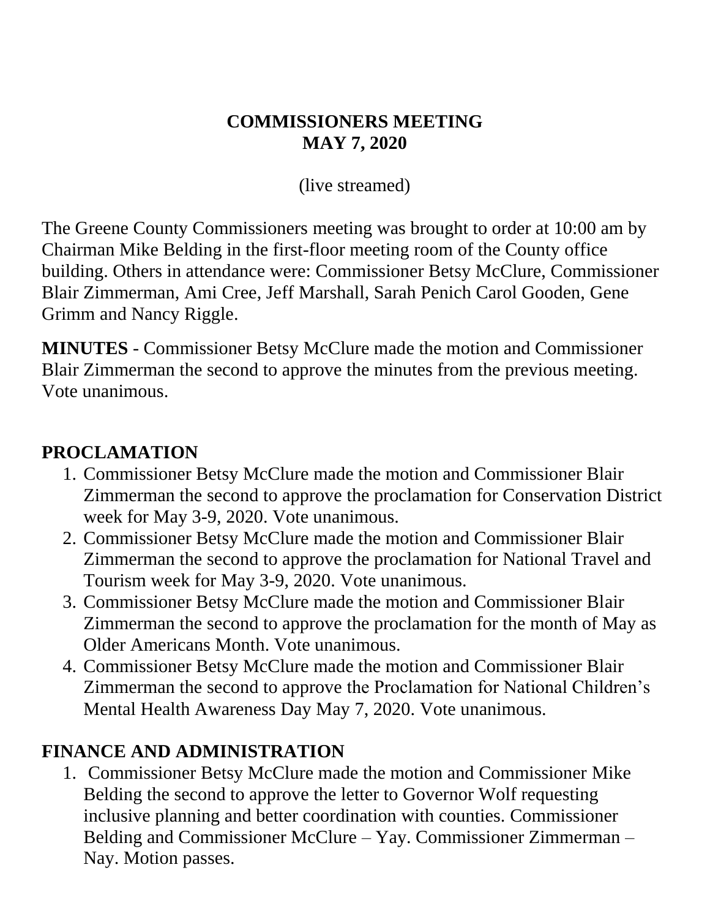# COMMISSIONERS MEETING
# MAY 7, 2020

(live streamed)

The Greene County Commissioners meeting was brought to order at 10:00 am by Chairman Mike Belding in the first-floor meeting room of the County office building. Others in attendance were: Commissioner Betsy McClure, Commissioner Blair Zimmerman, Ami Cree, Jeff Marshall, Sarah Penich Carol Gooden, Gene Grimm and Nancy Riggle.

**MINUTES** - Commissioner Betsy McClure made the motion and Commissioner Blair Zimmerman the second to approve the minutes from the previous meeting. Vote unanimous.

## PROCLAMATION

1. Commissioner Betsy McClure made the motion and Commissioner Blair Zimmerman the second to approve the proclamation for Conservation District week for May 3-9, 2020. Vote unanimous.
2. Commissioner Betsy McClure made the motion and Commissioner Blair Zimmerman the second to approve the proclamation for National Travel and Tourism week for May 3-9, 2020. Vote unanimous.
3. Commissioner Betsy McClure made the motion and Commissioner Blair Zimmerman the second to approve the proclamation for the month of May as Older Americans Month. Vote unanimous.
4. Commissioner Betsy McClure made the motion and Commissioner Blair Zimmerman the second to approve the Proclamation for National Children's Mental Health Awareness Day May 7, 2020. Vote unanimous.

## FINANCE AND ADMINISTRATION

1. Commissioner Betsy McClure made the motion and Commissioner Mike Belding the second to approve the letter to Governor Wolf requesting inclusive planning and better coordination with counties. Commissioner Belding and Commissioner McClure – Yay. Commissioner Zimmerman – Nay. Motion passes.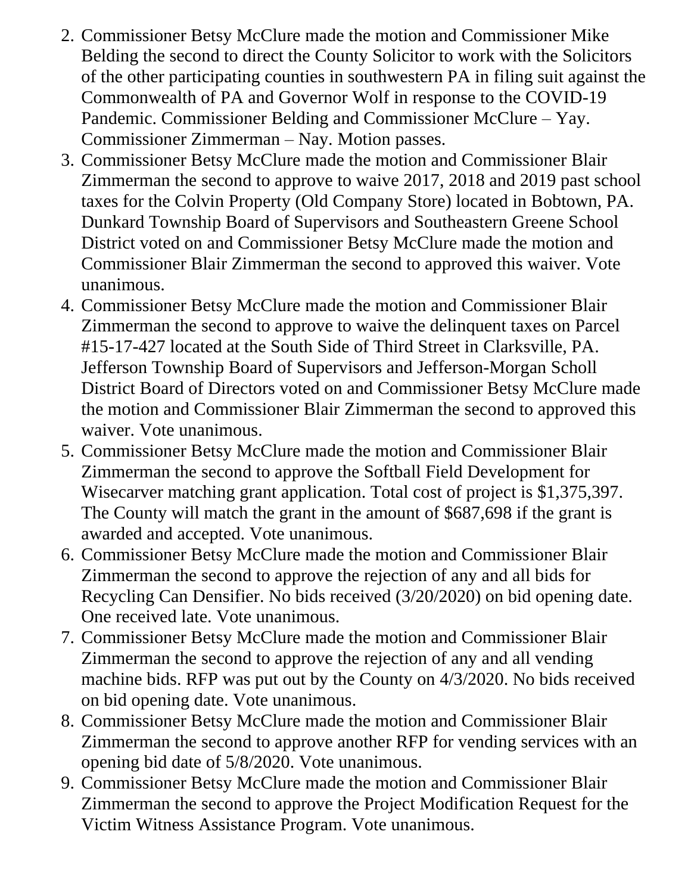2. Commissioner Betsy McClure made the motion and Commissioner Mike Belding the second to direct the County Solicitor to work with the Solicitors of the other participating counties in southwestern PA in filing suit against the Commonwealth of PA and Governor Wolf in response to the COVID-19 Pandemic. Commissioner Belding and Commissioner McClure – Yay. Commissioner Zimmerman – Nay. Motion passes.
3. Commissioner Betsy McClure made the motion and Commissioner Blair Zimmerman the second to approve to waive 2017, 2018 and 2019 past school taxes for the Colvin Property (Old Company Store) located in Bobtown, PA. Dunkard Township Board of Supervisors and Southeastern Greene School District voted on and Commissioner Betsy McClure made the motion and Commissioner Blair Zimmerman the second to approved this waiver. Vote unanimous.
4. Commissioner Betsy McClure made the motion and Commissioner Blair Zimmerman the second to approve to waive the delinquent taxes on Parcel #15-17-427 located at the South Side of Third Street in Clarksville, PA. Jefferson Township Board of Supervisors and Jefferson-Morgan Scholl District Board of Directors voted on and Commissioner Betsy McClure made the motion and Commissioner Blair Zimmerman the second to approved this waiver. Vote unanimous.
5. Commissioner Betsy McClure made the motion and Commissioner Blair Zimmerman the second to approve the Softball Field Development for Wisecarver matching grant application. Total cost of project is $1,375,397. The County will match the grant in the amount of $687,698 if the grant is awarded and accepted. Vote unanimous.
6. Commissioner Betsy McClure made the motion and Commissioner Blair Zimmerman the second to approve the rejection of any and all bids for Recycling Can Densifier. No bids received (3/20/2020) on bid opening date. One received late. Vote unanimous.
7. Commissioner Betsy McClure made the motion and Commissioner Blair Zimmerman the second to approve the rejection of any and all vending machine bids. RFP was put out by the County on 4/3/2020. No bids received on bid opening date. Vote unanimous.
8. Commissioner Betsy McClure made the motion and Commissioner Blair Zimmerman the second to approve another RFP for vending services with an opening bid date of 5/8/2020. Vote unanimous.
9. Commissioner Betsy McClure made the motion and Commissioner Blair Zimmerman the second to approve the Project Modification Request for the Victim Witness Assistance Program. Vote unanimous.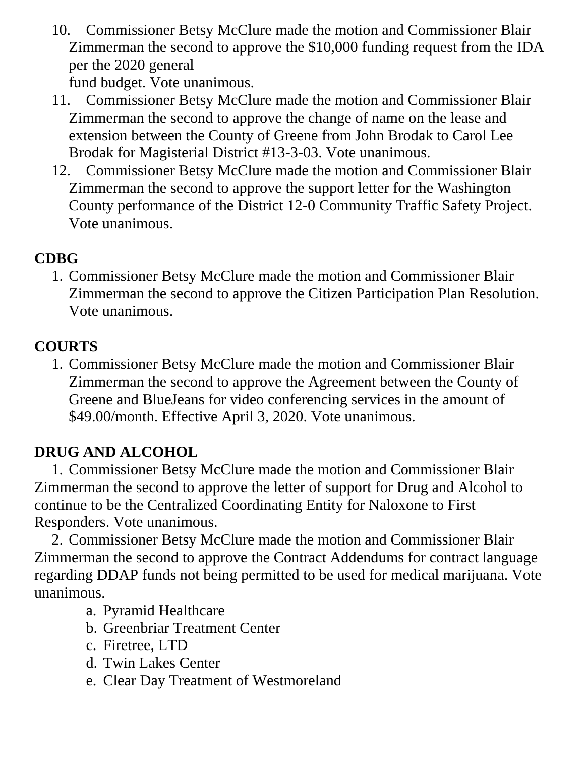10. Commissioner Betsy McClure made the motion and Commissioner Blair Zimmerman the second to approve the $10,000 funding request from the IDA per the 2020 general fund budget. Vote unanimous.
11. Commissioner Betsy McClure made the motion and Commissioner Blair Zimmerman the second to approve the change of name on the lease and extension between the County of Greene from John Brodak to Carol Lee Brodak for Magisterial District #13-3-03. Vote unanimous.
12. Commissioner Betsy McClure made the motion and Commissioner Blair Zimmerman the second to approve the support letter for the Washington County performance of the District 12-0 Community Traffic Safety Project. Vote unanimous.

**CDBG**

1. Commissioner Betsy McClure made the motion and Commissioner Blair Zimmerman the second to approve the Citizen Participation Plan Resolution. Vote unanimous.

**COURTS**

1. Commissioner Betsy McClure made the motion and Commissioner Blair Zimmerman the second to approve the Agreement between the County of Greene and BlueJeans for video conferencing services in the amount of $49.00/month. Effective April 3, 2020. Vote unanimous.

**DRUG AND ALCOHOL**

1. Commissioner Betsy McClure made the motion and Commissioner Blair Zimmerman the second to approve the letter of support for Drug and Alcohol to continue to be the Centralized Coordinating Entity for Naloxone to First Responders. Vote unanimous.
2. Commissioner Betsy McClure made the motion and Commissioner Blair Zimmerman the second to approve the Contract Addendums for contract language regarding DDAP funds not being permitted to be used for medical marijuana. Vote unanimous.
    a. Pyramid Healthcare
    b. Greenbriar Treatment Center
    c. Firetree, LTD
    d. Twin Lakes Center
    e. Clear Day Treatment of Westmoreland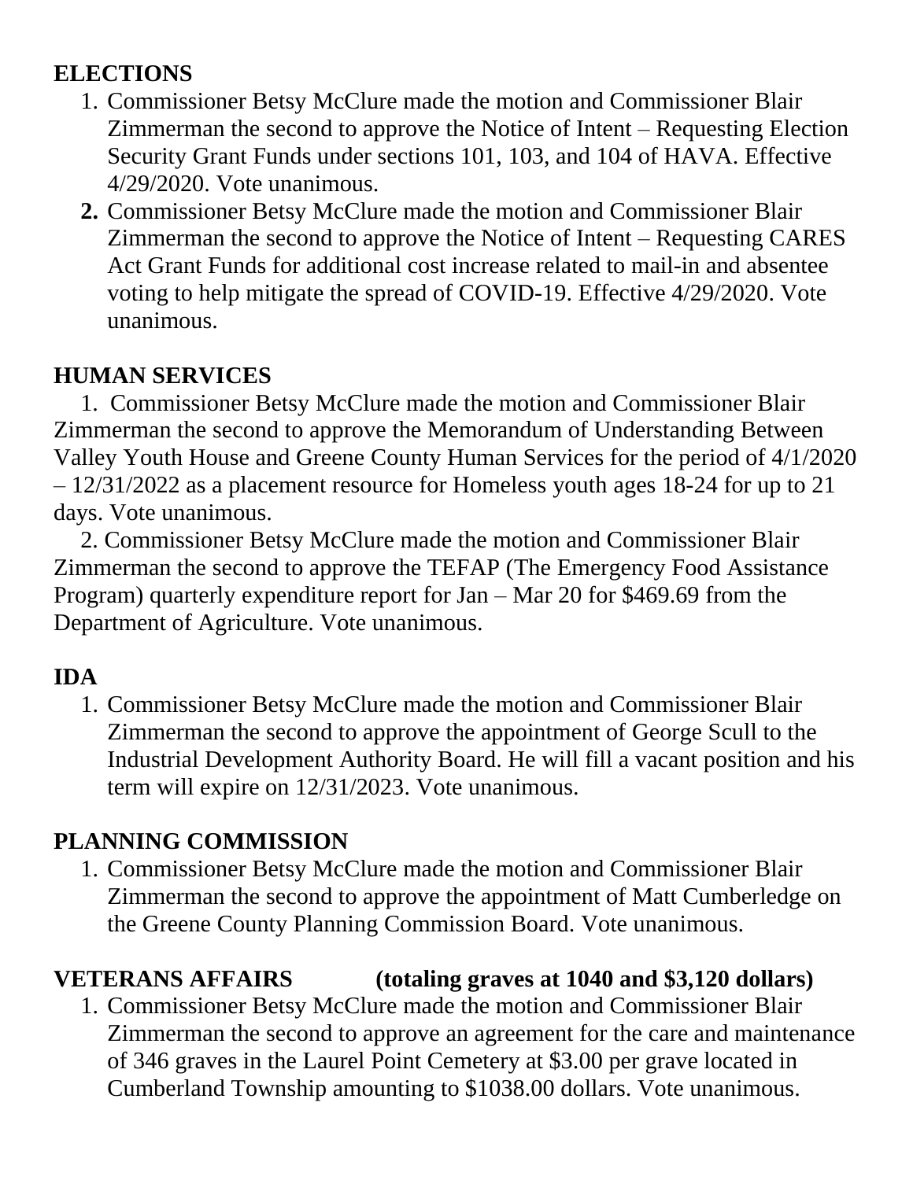**ELECTIONS**

1. Commissioner Betsy McClure made the motion and Commissioner Blair Zimmerman the second to approve the Notice of Intent – Requesting Election Security Grant Funds under sections 101, 103, and 104 of HAVA. Effective 4/29/2020. Vote unanimous.
2. Commissioner Betsy McClure made the motion and Commissioner Blair Zimmerman the second to approve the Notice of Intent – Requesting CARES Act Grant Funds for additional cost increase related to mail-in and absentee voting to help mitigate the spread of COVID-19. Effective 4/29/2020. Vote unanimous.

**HUMAN SERVICES**

1. Commissioner Betsy McClure made the motion and Commissioner Blair Zimmerman the second to approve the Memorandum of Understanding Between Valley Youth House and Greene County Human Services for the period of 4/1/2020 – 12/31/2022 as a placement resource for Homeless youth ages 18-24 for up to 21 days. Vote unanimous.
2. Commissioner Betsy McClure made the motion and Commissioner Blair Zimmerman the second to approve the TEFAP (The Emergency Food Assistance Program) quarterly expenditure report for Jan – Mar 20 for $469.69 from the Department of Agriculture. Vote unanimous.

**IDA**

1. Commissioner Betsy McClure made the motion and Commissioner Blair Zimmerman the second to approve the appointment of George Scull to the Industrial Development Authority Board. He will fill a vacant position and his term will expire on 12/31/2023. Vote unanimous.

**PLANNING COMMISSION**

1. Commissioner Betsy McClure made the motion and Commissioner Blair Zimmerman the second to approve the appointment of Matt Cumberledge on the Greene County Planning Commission Board. Vote unanimous.

**VETERANS AFFAIRS (totaling graves at 1040 and $3,120 dollars)**

1. Commissioner Betsy McClure made the motion and Commissioner Blair Zimmerman the second to approve an agreement for the care and maintenance of 346 graves in the Laurel Point Cemetery at $3.00 per grave located in Cumberland Township amounting to $1038.00 dollars. Vote unanimous.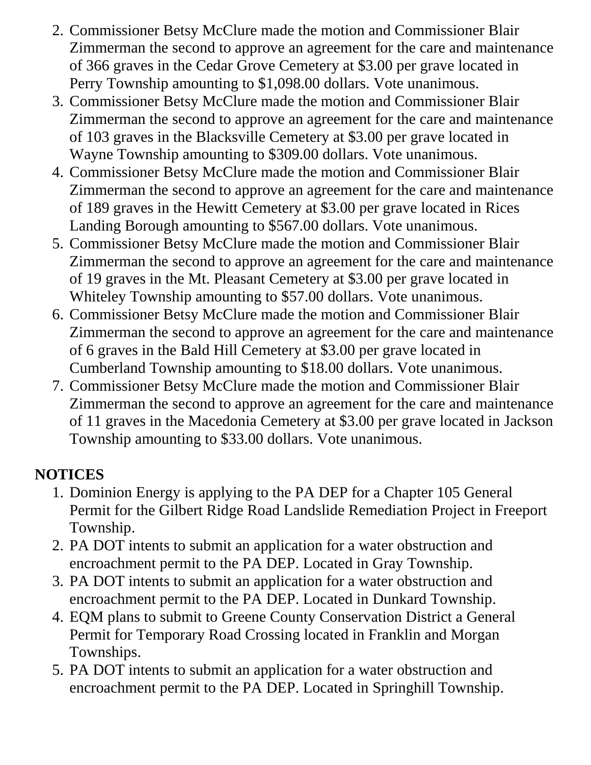2. Commissioner Betsy McClure made the motion and Commissioner Blair Zimmerman the second to approve an agreement for the care and maintenance of 366 graves in the Cedar Grove Cemetery at $3.00 per grave located in Perry Township amounting to $1,098.00 dollars. Vote unanimous.
3. Commissioner Betsy McClure made the motion and Commissioner Blair Zimmerman the second to approve an agreement for the care and maintenance of 103 graves in the Blacksville Cemetery at $3.00 per grave located in Wayne Township amounting to $309.00 dollars. Vote unanimous.
4. Commissioner Betsy McClure made the motion and Commissioner Blair Zimmerman the second to approve an agreement for the care and maintenance of 189 graves in the Hewitt Cemetery at $3.00 per grave located in Rices Landing Borough amounting to $567.00 dollars. Vote unanimous.
5. Commissioner Betsy McClure made the motion and Commissioner Blair Zimmerman the second to approve an agreement for the care and maintenance of 19 graves in the Mt. Pleasant Cemetery at $3.00 per grave located in Whiteley Township amounting to $57.00 dollars. Vote unanimous.
6. Commissioner Betsy McClure made the motion and Commissioner Blair Zimmerman the second to approve an agreement for the care and maintenance of 6 graves in the Bald Hill Cemetery at $3.00 per grave located in Cumberland Township amounting to $18.00 dollars. Vote unanimous.
7. Commissioner Betsy McClure made the motion and Commissioner Blair Zimmerman the second to approve an agreement for the care and maintenance of 11 graves in the Macedonia Cemetery at $3.00 per grave located in Jackson Township amounting to $33.00 dollars. Vote unanimous.

**NOTICES**

1. Dominion Energy is applying to the PA DEP for a Chapter 105 General Permit for the Gilbert Ridge Road Landslide Remediation Project in Freeport Township.
2. PA DOT intents to submit an application for a water obstruction and encroachment permit to the PA DEP. Located in Gray Township.
3. PA DOT intents to submit an application for a water obstruction and encroachment permit to the PA DEP. Located in Dunkard Township.
4. EQM plans to submit to Greene County Conservation District a General Permit for Temporary Road Crossing located in Franklin and Morgan Townships.
5. PA DOT intents to submit an application for a water obstruction and encroachment permit to the PA DEP. Located in Springhill Township.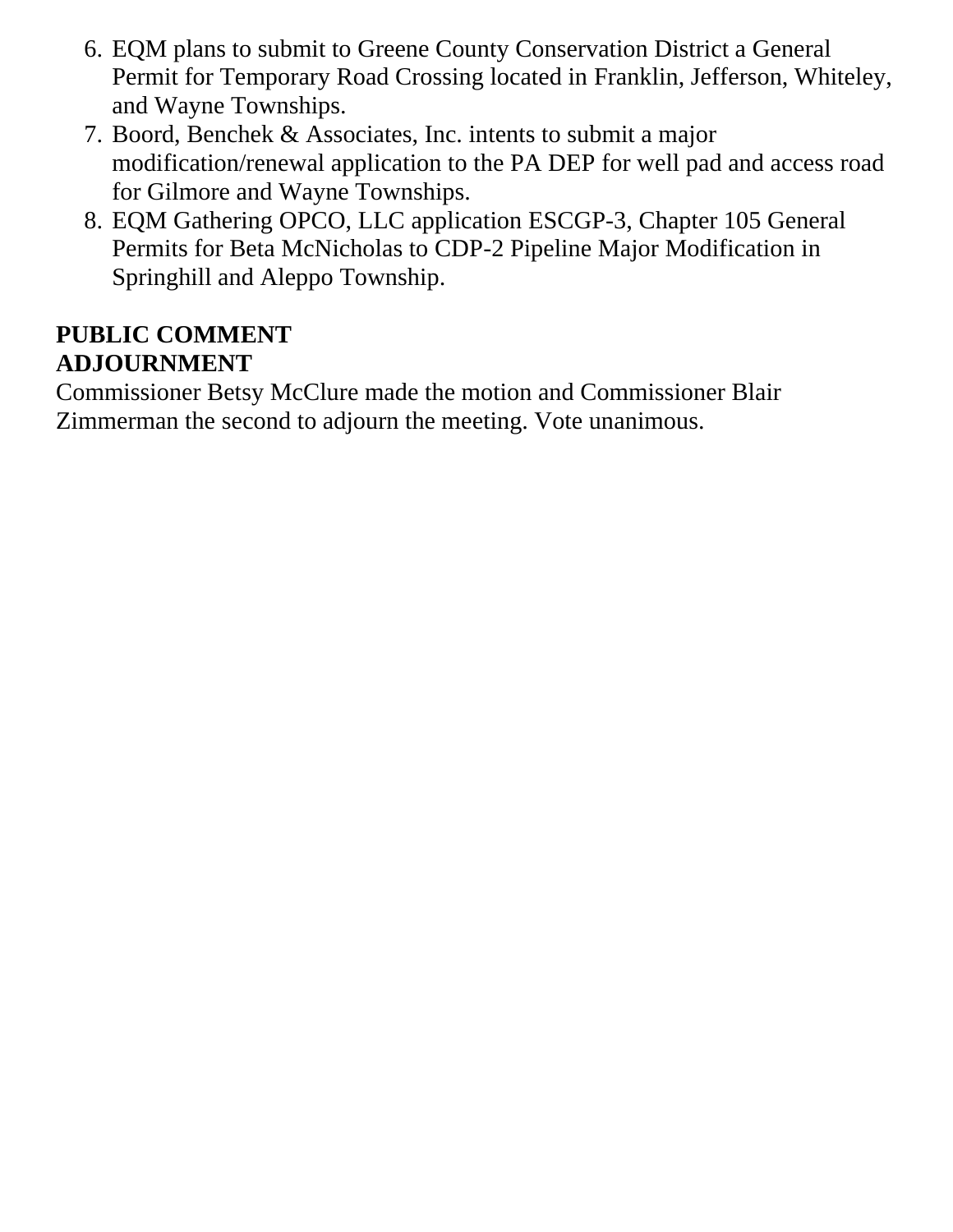6. EQM plans to submit to Greene County Conservation District a General Permit for Temporary Road Crossing located in Franklin, Jefferson, Whiteley, and Wayne Townships.
7. Boord, Benchek & Associates, Inc. intents to submit a major modification/renewal application to the PA DEP for well pad and access road for Gilmore and Wayne Townships.
8. EQM Gathering OPCO, LLC application ESCGP-3, Chapter 105 General Permits for Beta McNicholas to CDP-2 Pipeline Major Modification in Springhill and Aleppo Township.

**PUBLIC COMMENT**

**ADJOURNMENT**

Commissioner Betsy McClure made the motion and Commissioner Blair Zimmerman the second to adjourn the meeting. Vote unanimous.